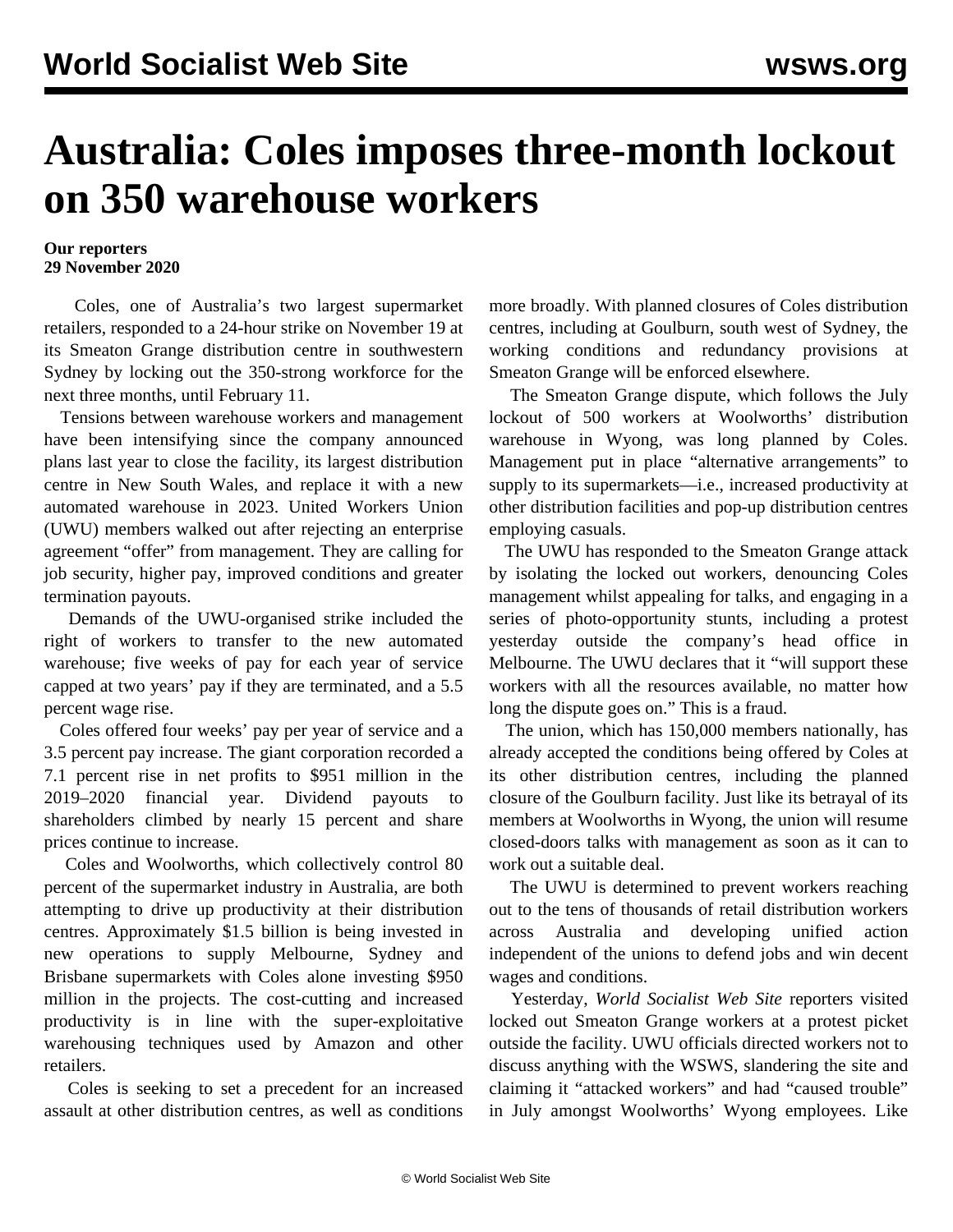# Australia: Coles imposes three-month lockout on 350 warehouse workers

**Our reporters**
**29 November 2020**

Coles, one of Australia's two largest supermarket retailers, responded to a 24-hour strike on November 19 at its Smeaton Grange distribution centre in southwestern Sydney by locking out the 350-strong workforce for the next three months, until February 11.

Tensions between warehouse workers and management have been intensifying since the company announced plans last year to close the facility, its largest distribution centre in New South Wales, and replace it with a new automated warehouse in 2023. United Workers Union (UWU) members walked out after rejecting an enterprise agreement "offer" from management. They are calling for job security, higher pay, improved conditions and greater termination payouts.

Demands of the UWU-organised strike included the right of workers to transfer to the new automated warehouse; five weeks of pay for each year of service capped at two years' pay if they are terminated, and a 5.5 percent wage rise.

Coles offered four weeks' pay per year of service and a 3.5 percent pay increase. The giant corporation recorded a 7.1 percent rise in net profits to $951 million in the 2019–2020 financial year. Dividend payouts to shareholders climbed by nearly 15 percent and share prices continue to increase.

Coles and Woolworths, which collectively control 80 percent of the supermarket industry in Australia, are both attempting to drive up productivity at their distribution centres. Approximately $1.5 billion is being invested in new operations to supply Melbourne, Sydney and Brisbane supermarkets with Coles alone investing $950 million in the projects. The cost-cutting and increased productivity is in line with the super-exploitative warehousing techniques used by Amazon and other retailers.

Coles is seeking to set a precedent for an increased assault at other distribution centres, as well as conditions more broadly. With planned closures of Coles distribution centres, including at Goulburn, south west of Sydney, the working conditions and redundancy provisions at Smeaton Grange will be enforced elsewhere.

The Smeaton Grange dispute, which follows the July lockout of 500 workers at Woolworths' distribution warehouse in Wyong, was long planned by Coles. Management put in place "alternative arrangements" to supply to its supermarkets—i.e., increased productivity at other distribution facilities and pop-up distribution centres employing casuals.

The UWU has responded to the Smeaton Grange attack by isolating the locked out workers, denouncing Coles management whilst appealing for talks, and engaging in a series of photo-opportunity stunts, including a protest yesterday outside the company's head office in Melbourne. The UWU declares that it "will support these workers with all the resources available, no matter how long the dispute goes on." This is a fraud.

The union, which has 150,000 members nationally, has already accepted the conditions being offered by Coles at its other distribution centres, including the planned closure of the Goulburn facility. Just like its betrayal of its members at Woolworths in Wyong, the union will resume closed-doors talks with management as soon as it can to work out a suitable deal.

The UWU is determined to prevent workers reaching out to the tens of thousands of retail distribution workers across Australia and developing unified action independent of the unions to defend jobs and win decent wages and conditions.

Yesterday, *World Socialist Web Site* reporters visited locked out Smeaton Grange workers at a protest picket outside the facility. UWU officials directed workers not to discuss anything with the WSWS, slandering the site and claiming it "attacked workers" and had "caused trouble" in July amongst Woolworths' Wyong employees. Like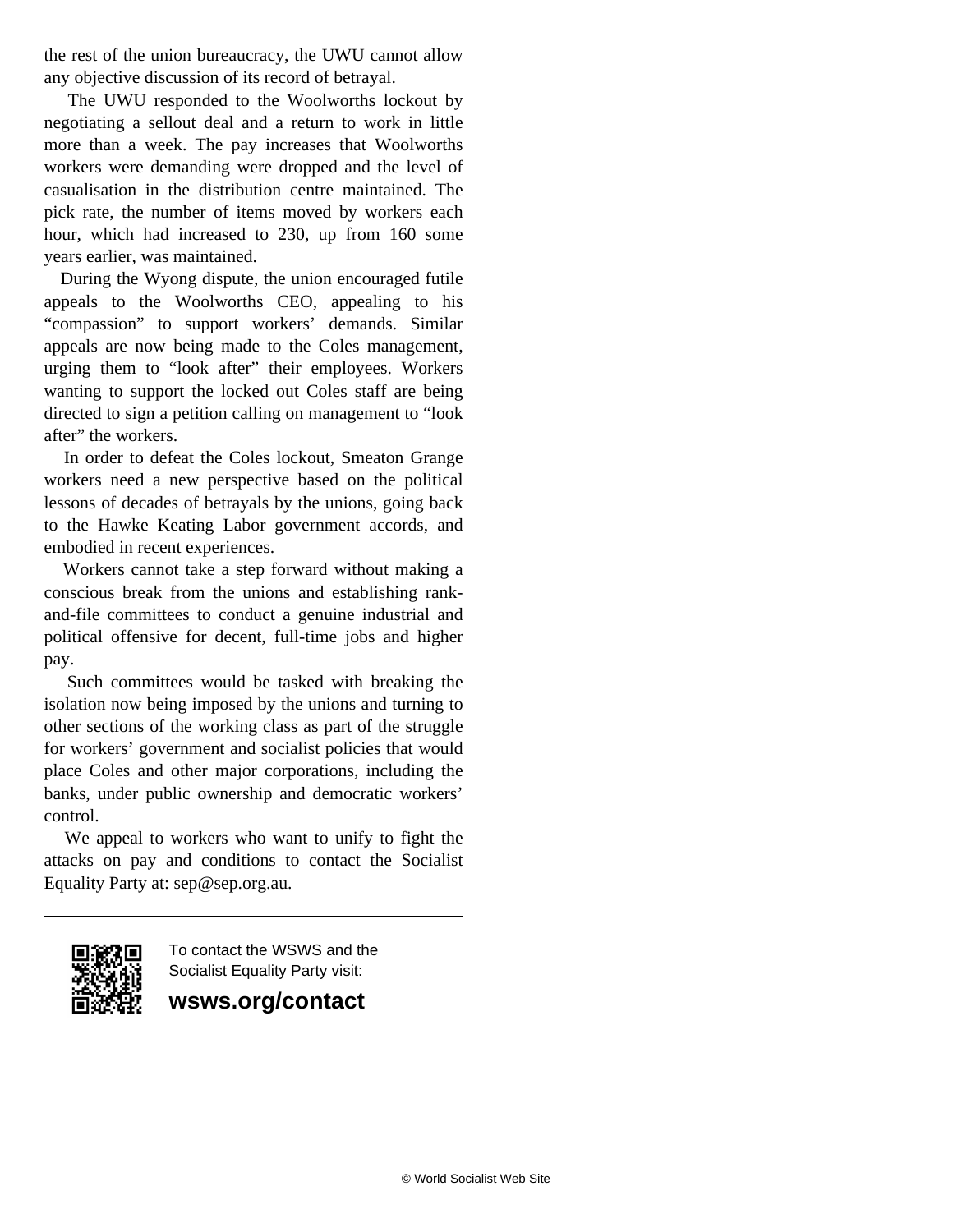the rest of the union bureaucracy, the UWU cannot allow any objective discussion of its record of betrayal.

The UWU responded to the Woolworths lockout by negotiating a sellout deal and a return to work in little more than a week. The pay increases that Woolworths workers were demanding were dropped and the level of casualisation in the distribution centre maintained. The pick rate, the number of items moved by workers each hour, which had increased to 230, up from 160 some years earlier, was maintained.

During the Wyong dispute, the union encouraged futile appeals to the Woolworths CEO, appealing to his "compassion" to support workers' demands. Similar appeals are now being made to the Coles management, urging them to "look after" their employees. Workers wanting to support the locked out Coles staff are being directed to sign a petition calling on management to "look after" the workers.

In order to defeat the Coles lockout, Smeaton Grange workers need a new perspective based on the political lessons of decades of betrayals by the unions, going back to the Hawke Keating Labor government accords, and embodied in recent experiences.

Workers cannot take a step forward without making a conscious break from the unions and establishing rank-and-file committees to conduct a genuine industrial and political offensive for decent, full-time jobs and higher pay.

Such committees would be tasked with breaking the isolation now being imposed by the unions and turning to other sections of the working class as part of the struggle for workers' government and socialist policies that would place Coles and other major corporations, including the banks, under public ownership and democratic workers' control.

We appeal to workers who want to unify to fight the attacks on pay and conditions to contact the Socialist Equality Party at: sep@sep.org.au.

To contact the WSWS and the Socialist Equality Party visit:

**wsws.org/contact**